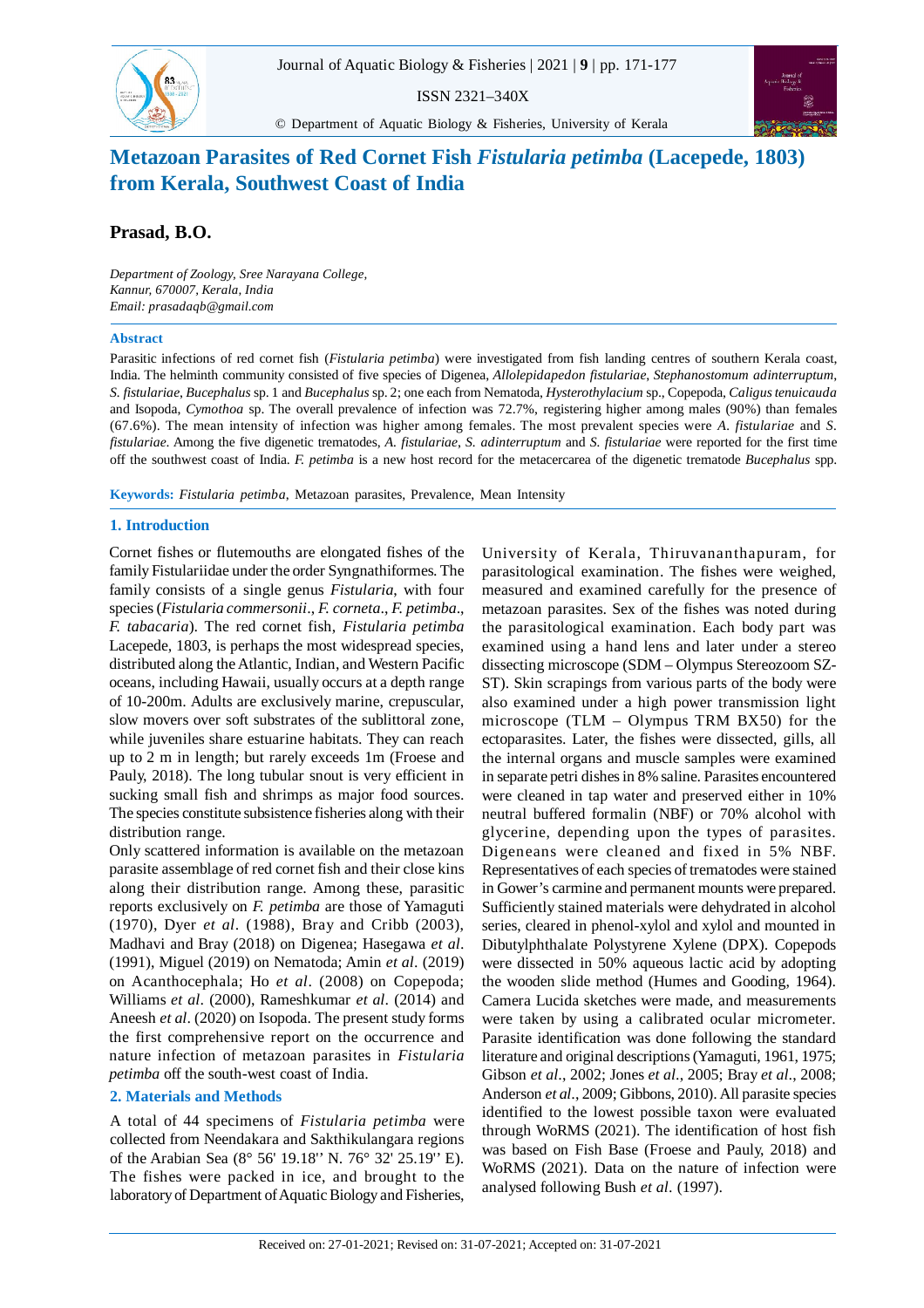# Metazoan Parasites of Red Cornet Fish *Fistularia petimba* (Lacepede, 1803) from Kerala, Southwest Coast of India

**Prasad, B.O.**

*Department of Zoology, Sree Narayana College, Kannur, 670007, Kerala, India*
*Email: prasadaqb@gmail.com*

## Abstract

Parasitic infections of red cornet fish (*Fistularia petimba*) were investigated from fish landing centres of southern Kerala coast, India. The helminth community consisted of five species of Digenea, *Allolepidapedon fistulariae*, *Stephanostomum adinterruptum*, *S. fistulariae*, *Bucephalus* sp. 1 and *Bucephalus* sp. 2; one each from Nematoda, *Hysterothylacium* sp., Copepoda, *Caligus tenuicauda* and Isopoda, *Cymothoa* sp. The overall prevalence of infection was 72.7%, registering higher among males (90%) than females (67.6%). The mean intensity of infection was higher among females. The most prevalent species were *A. fistulariae* and *S. fistulariae*. Among the five digenetic trematodes, *A. fistulariae*, *S. adinterruptum* and *S. fistulariae* were reported for the first time off the southwest coast of India. *F. petimba* is a new host record for the metacercarea of the digenetic trematode *Bucephalus* spp.

**Keywords:** *Fistularia petimba*, Metazoan parasites, Prevalence, Mean Intensity

## 1. Introduction

Cornet fishes or flutemouths are elongated fishes of the family Fistulariidae under the order Syngnathiformes. The family consists of a single genus *Fistularia*, with four species (*Fistularia commersonii*., *F. corneta*., *F. petimba*., *F. tabacaria*). The red cornet fish, *Fistularia petimba* Lacepede, 1803, is perhaps the most widespread species, distributed along the Atlantic, Indian, and Western Pacific oceans, including Hawaii, usually occurs at a depth range of 10-200m. Adults are exclusively marine, crepuscular, slow movers over soft substrates of the sublittoral zone, while juveniles share estuarine habitats. They can reach up to 2 m in length; but rarely exceeds 1m (Froese and Pauly, 2018). The long tubular snout is very efficient in sucking small fish and shrimps as major food sources. The species constitute subsistence fisheries along with their distribution range.

Only scattered information is available on the metazoan parasite assemblage of red cornet fish and their close kins along their distribution range. Among these, parasitic reports exclusively on *F. petimba* are those of Yamaguti (1970), Dyer *et al*. (1988), Bray and Cribb (2003), Madhavi and Bray (2018) on Digenea; Hasegawa *et al*. (1991), Miguel (2019) on Nematoda; Amin *et al*. (2019) on Acanthocephala; Ho *et al*. (2008) on Copepoda; Williams *et al*. (2000), Rameshkumar *et al*. (2014) and Aneesh *et al*. (2020) on Isopoda. The present study forms the first comprehensive report on the occurrence and nature infection of metazoan parasites in *Fistularia petimba* off the south-west coast of India.

## 2. Materials and Methods

A total of 44 specimens of *Fistularia petimba* were collected from Neendakara and Sakthikulangara regions of the Arabian Sea (8° 56' 19.18'' N. 76° 32' 25.19'' E). The fishes were packed in ice, and brought to the laboratory of Department of Aquatic Biology and Fisheries, University of Kerala, Thiruvananthapuram, for parasitological examination. The fishes were weighed, measured and examined carefully for the presence of metazoan parasites. Sex of the fishes was noted during the parasitological examination. Each body part was examined using a hand lens and later under a stereo dissecting microscope (SDM – Olympus Stereozoom SZ-ST). Skin scrapings from various parts of the body were also examined under a high power transmission light microscope (TLM – Olympus TRM BX50) for the ectoparasites. Later, the fishes were dissected, gills, all the internal organs and muscle samples were examined in separate petri dishes in 8% saline. Parasites encountered were cleaned in tap water and preserved either in 10% neutral buffered formalin (NBF) or 70% alcohol with glycerine, depending upon the types of parasites. Digeneans were cleaned and fixed in 5% NBF. Representatives of each species of trematodes were stained in Gower's carmine and permanent mounts were prepared. Sufficiently stained materials were dehydrated in alcohol series, cleared in phenol-xylol and xylol and mounted in Dibutylphthalate Polystyrene Xylene (DPX). Copepods were dissected in 50% aqueous lactic acid by adopting the wooden slide method (Humes and Gooding, 1964). Camera Lucida sketches were made, and measurements were taken by using a calibrated ocular micrometer. Parasite identification was done following the standard literature and original descriptions (Yamaguti, 1961, 1975; Gibson *et al*., 2002; Jones *et al*., 2005; Bray *et al*., 2008; Anderson *et al*., 2009; Gibbons, 2010). All parasite species identified to the lowest possible taxon were evaluated through WoRMS (2021). The identification of host fish was based on Fish Base (Froese and Pauly, 2018) and WoRMS (2021). Data on the nature of infection were analysed following Bush *et al*. (1997).

Received on: 27-01-2021; Revised on: 31-07-2021; Accepted on: 31-07-2021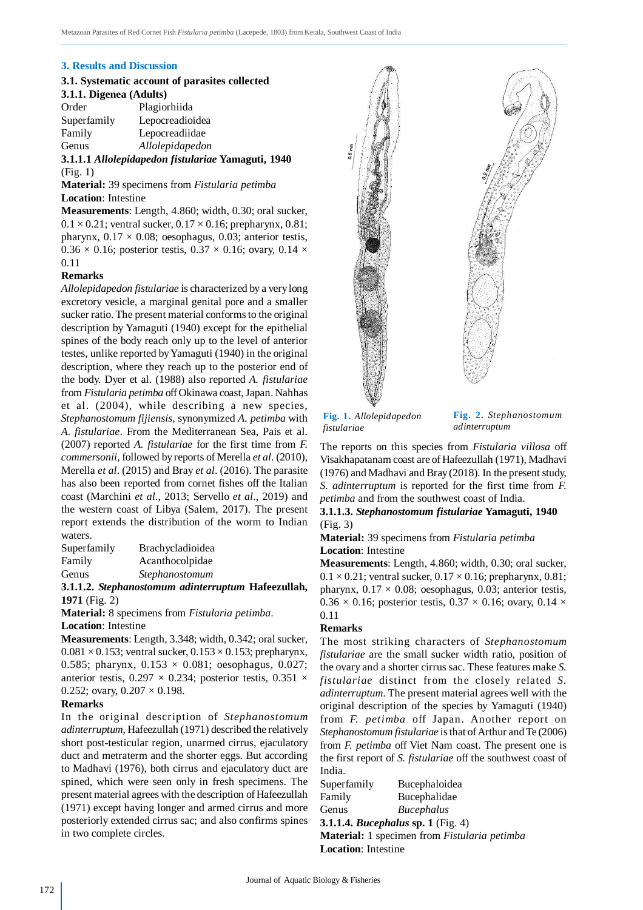## 3. Results and Discussion

### 3.1. Systematic account of parasites collected

#### 3.1.1. Digenea (Adults)

Order Plagiorhiida
Superfamily Lepocreadioidea
Family Lepocreadiidae
Genus *Allolepidapedon*

**3.1.1.1 *Allolepidapedon fistulariae* Yamaguti, 1940** (Fig. 1)

**Material:** 39 specimens from *Fistularia petimba*

**Location**: Intestine

**Measurements**: Length, 4.860; width, 0.30; oral sucker, $0.1 \times 0.21$; ventral sucker, $0.17 \times 0.16$; prepharynx, 0.81; pharynx, $0.17 \times 0.08$; oesophagus, 0.03; anterior testis, $0.36 \times 0.16$; posterior testis, $0.37 \times 0.16$; ovary, $0.14 \times 0.11$

**Remarks**

*Allolepidapedon fistulariae* is characterized by a very long excretory vesicle, a marginal genital pore and a smaller sucker ratio. The present material conforms to the original description by Yamaguti (1940) except for the epithelial spines of the body reach only up to the level of anterior testes, unlike reported by Yamaguti (1940) in the original description, where they reach up to the posterior end of the body. Dyer et al. (1988) also reported *A. fistulariae* from *Fistularia petimba* off Okinawa coast, Japan. Nahhas et al. (2004), while describing a new species, *Stephanostomum fijiensis*, synonymized *A. petimba* with *A. fistulariae*. From the Mediterranean Sea, Pais et al. (2007) reported *A. fistulariae* for the first time from *F. commersonii*, followed by reports of Merella *et al*. (2010), Merella *et al*. (2015) and Bray *et al*. (2016). The parasite has also been reported from cornet fishes off the Italian coast (Marchini *et al*., 2013; Servello *et al*., 2019) and the western coast of Libya (Salem, 2017). The present report extends the distribution of the worm to Indian waters.

Superfamily Brachycladioidea
Family Acanthocolpidae
Genus *Stephanostomum*

**3.1.1.2. *Stephanostomum adinterruptum* Hafeezullah, 1971** (Fig. 2)

**Material:** 8 specimens from *Fistularia petimba*.

**Location**: Intestine

**Measurements**: Length, 3.348; width, 0.342; oral sucker, $0.081 \times 0.153$; ventral sucker, $0.153 \times 0.153$; prepharynx, 0.585; pharynx, $0.153 \times 0.081$; oesophagus, 0.027; anterior testis, $0.297 \times 0.234$; posterior testis, $0.351 \times 0.252$; ovary, $0.207 \times 0.198$.

**Remarks**

In the original description of *Stephanostomum adinterruptum,* Hafeezullah (1971) described the relatively short post-testicular region, unarmed cirrus, ejaculatory duct and metraterm and the shorter eggs. But according to Madhavi (1976), both cirrus and ejaculatory duct are spined, which were seen only in fresh specimens. The present material agrees with the description of Hafeezullah (1971) except having longer and armed cirrus and more posteriorly extended cirrus sac; and also confirms spines in two complete circles.

**Fig. 1.** *Allolepidapedon fistulariae*

**Fig. 2.** *Stephanostomum adinterruptum*

The reports on this species from *Fistularia villosa* off Visakhapatanam coast are of Hafeezullah (1971), Madhavi (1976) and Madhavi and Bray (2018). In the present study, *S. adinterruptum* is reported for the first time from *F. petimba* and from the southwest coast of India.

**3.1.1.3. *Stephanostomum fistulariae* Yamaguti, 1940** (Fig. 3)

**Material:** 39 specimens from *Fistularia petimba*

**Location**: Intestine

**Measurements**: Length, 4.860; width, 0.30; oral sucker, $0.1 \times 0.21$; ventral sucker, $0.17 \times 0.16$; prepharynx, 0.81; pharynx, $0.17 \times 0.08$; oesophagus, 0.03; anterior testis, $0.36 \times 0.16$; posterior testis, $0.37 \times 0.16$; ovary, $0.14 \times 0.11$

**Remarks**

The most striking characters of *Stephanostomum fistulariae* are the small sucker width ratio, position of the ovary and a shorter cirrus sac. These features make *S. fistulariae* distinct from the closely related *S. adinterruptum.* The present material agrees well with the original description of the species by Yamaguti (1940) from *F. petimba* off Japan. Another report on *Stephanostomum fistulariae* is that of Arthur and Te (2006) from *F. petimba* off Viet Nam coast. The present one is the first report of *S. fistulariae* off the southwest coast of India.

Superfamily Bucephaloidea
Family Bucephalidae
Genus *Bucephalus*

**3.1.1.4. *Bucephalus* sp. 1** (Fig. 4)

**Material:** 1 specimen from *Fistularia petimba*

**Location**: Intestine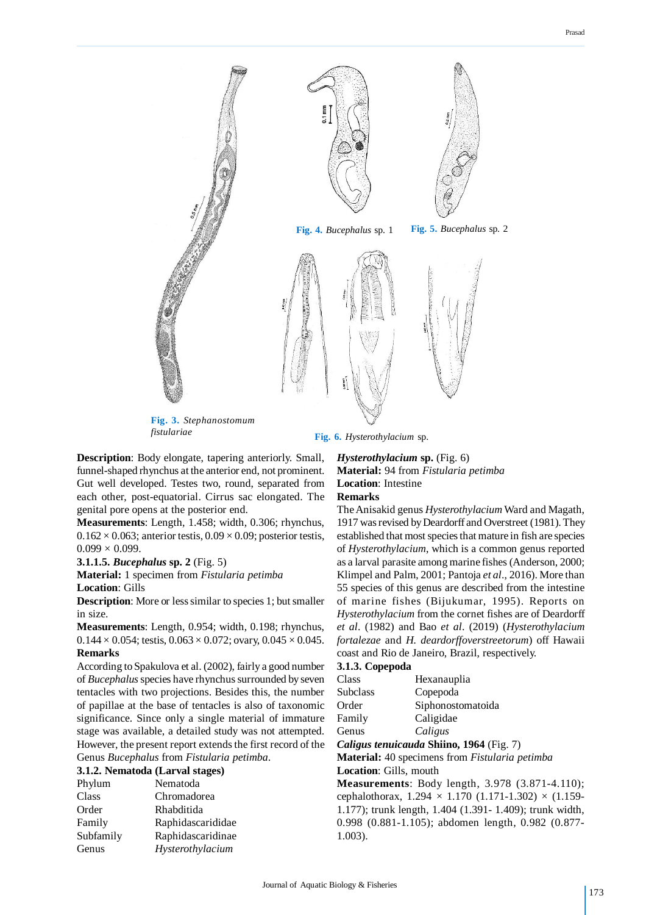Fig. 3. *Stephanostomum fistulariae*

Fig. 4. *Bucephalus* sp. 1

Fig. 5. *Bucephalus* sp. 2

Fig. 6. *Hysterothylacium* sp.

**Description**: Body elongate, tapering anteriorly. Small, funnel-shaped rhynchus at the anterior end, not prominent. Gut well developed. Testes two, round, separated from each other, post-equatorial. Cirrus sac elongated. The genital pore opens at the posterior end.

**Measurements**: Length, 1.458; width, 0.306; rhynchus, $0.162 \times 0.063$; anterior testis, $0.09 \times 0.09$; posterior testis, $0.099 \times 0.099$.

**3.1.1.5. *Bucephalus* sp. 2** (Fig. 5)

**Material:** 1 specimen from *Fistularia petimba*

**Location**: Gills

**Description**: More or less similar to species 1; but smaller in size.

**Measurements**: Length, 0.954; width, 0.198; rhynchus, $0.144 \times 0.054$; testis, $0.063 \times 0.072$; ovary, $0.045 \times 0.045$.

**Remarks**

According to Spakulova et al. (2002), fairly a good number of *Bucephalus* species have rhynchus surrounded by seven tentacles with two projections. Besides this, the number of papillae at the base of tentacles is also of taxonomic significance. Since only a single material of immature stage was available, a detailed study was not attempted. However, the present report extends the first record of the Genus *Bucephalus* from *Fistularia petimba*.

**3.1.2. Nematoda (Larval stages)**

| | |
|---|---|
| Phylum | Nematoda |
| Class | Chromadorea |
| Order | Rhabditida |
| Family | Raphidascarididae |
| Subfamily | Raphidascaridinae |
| Genus | *Hysterothylacium* |

***Hysterothylacium* sp.** (Fig. 6)

**Material:** 94 from *Fistularia petimba*

**Location**: Intestine

**Remarks**

The Anisakid genus *Hysterothylacium* Ward and Magath, 1917 was revised by Deardorff and Overstreet (1981). They established that most species that mature in fish are species of *Hysterothylacium*, which is a common genus reported as a larval parasite among marine fishes (Anderson, 2000; Klimpel and Palm, 2001; Pantoja *et al*., 2016). More than 55 species of this genus are described from the intestine of marine fishes (Bijukumar, 1995). Reports on *Hysterothylacium* from the cornet fishes are of Deardorff *et al*. (1982) and Bao *et al*. (2019) (*Hysterothylacium fortalezae* and *H. deardorffoverstreetorum*) off Hawaii coast and Rio de Janeiro, Brazil, respectively.

**3.1.3. Copepoda**

| | |
|---|---|
| Class | Hexanauplia |
| Subclass | Copepoda |
| Order | Siphonostomatoida |
| Family | Caligidae |
| Genus | *Caligus* |

***Caligus tenuicauda* Shiino, 1964** (Fig. 7)

**Material:** 40 specimens from *Fistularia petimba*

**Location**: Gills, mouth

**Measurements**: Body length, 3.978 (3.871-4.110); cephalothorax, $1.294 \times 1.170$ (1.171-1.302) $\times$ (1.159-1.177); trunk length, 1.404 (1.391- 1.409); trunk width, 0.998 (0.881-1.105); abdomen length, 0.982 (0.877-1.003).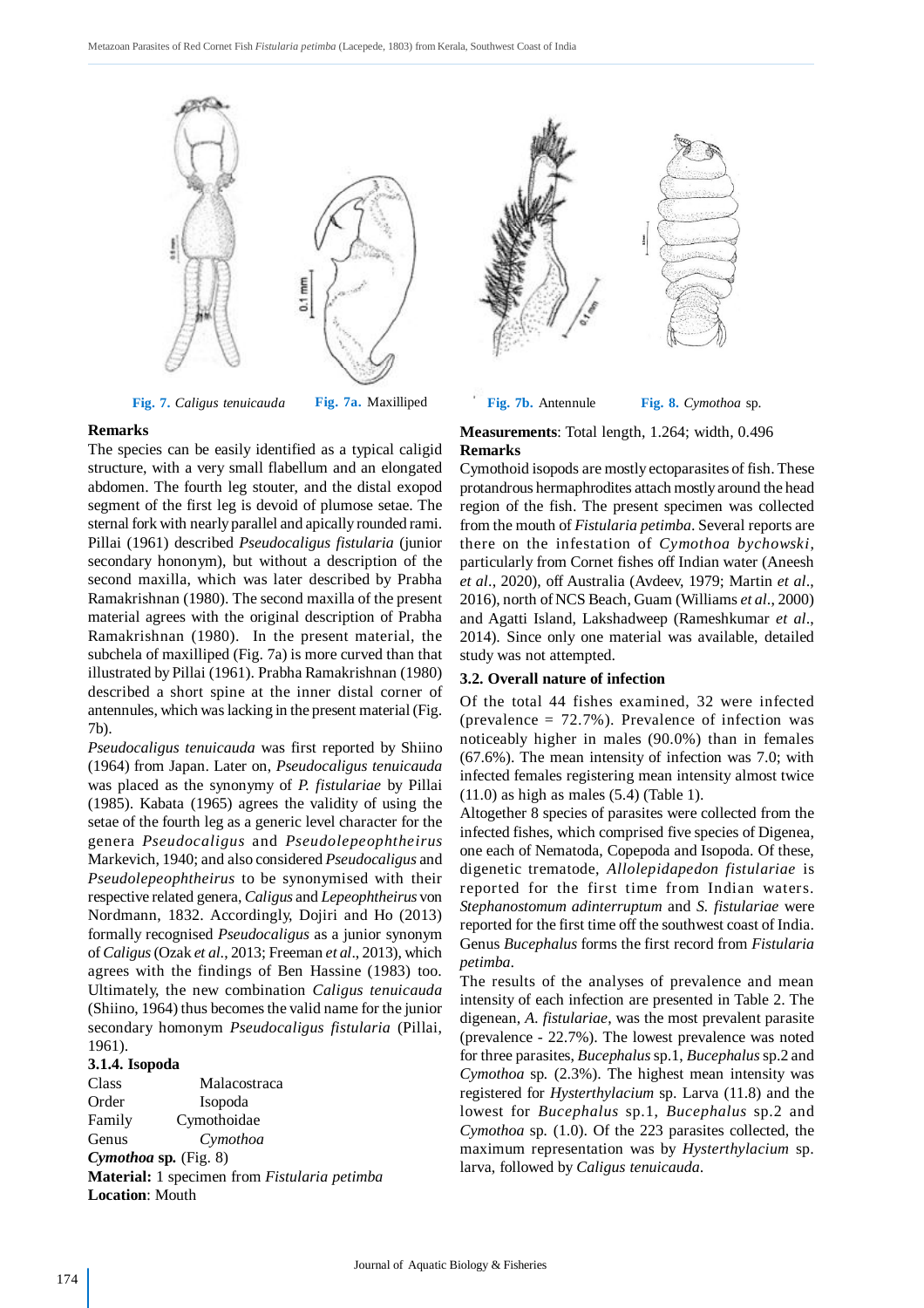Fig. 7. *Caligus tenuicauda* Fig. 7a. Maxilliped Fig. 7b. Antennule Fig. 8. *Cymothoa* sp.

**Remarks**

The species can be easily identified as a typical caligid structure, with a very small flabellum and an elongated abdomen. The fourth leg stouter, and the distal exopod segment of the first leg is devoid of plumose setae. The sternal fork with nearly parallel and apically rounded rami. Pillai (1961) described *Pseudocaligus fistularia* (junior secondary hononym), but without a description of the second maxilla, which was later described by Prabha Ramakrishnan (1980). The second maxilla of the present material agrees with the original description of Prabha Ramakrishnan (1980). In the present material, the subchela of maxilliped (Fig. 7a) is more curved than that illustrated by Pillai (1961). Prabha Ramakrishnan (1980) described a short spine at the inner distal corner of antennules, which was lacking in the present material (Fig. 7b).

*Pseudocaligus tenuicauda* was first reported by Shiino (1964) from Japan. Later on, *Pseudocaligus tenuicauda* was placed as the synonymy of *P. fistulariae* by Pillai (1985). Kabata (1965) agrees the validity of using the setae of the fourth leg as a generic level character for the genera *Pseudocaligus* and *Pseudolepeophtheirus* Markevich, 1940; and also considered *Pseudocaligus* and *Pseudolepeophtheirus* to be synonymised with their respective related genera, *Caligus* and *Lepeophtheirus* von Nordmann, 1832. Accordingly, Dojiri and Ho (2013) formally recognised *Pseudocaligus* as a junior synonym of *Caligus* (Ozak *et al*., 2013; Freeman *et al*., 2013), which agrees with the findings of Ben Hassine (1983) too. Ultimately, the new combination *Caligus tenuicauda* (Shiino, 1964) thus becomes the valid name for the junior secondary homonym *Pseudocaligus fistularia* (Pillai, 1961).

### 3.1.4. Isopoda

Class Malacostraca
Order Isopoda
Family Cymothoidae
Genus *Cymothoa*

***Cymothoa* sp.** (Fig. 8)

**Material:** 1 specimen from *Fistularia petimba*

**Location**: Mouth

**Measurements**: Total length, 1.264; width, 0.496

**Remarks**

Cymothoid isopods are mostly ectoparasites of fish. These protandrous hermaphrodites attach mostly around the head region of the fish. The present specimen was collected from the mouth of *Fistularia petimba*. Several reports are there on the infestation of *Cymothoa bychowski*, particularly from Cornet fishes off Indian water (Aneesh *et al*., 2020), off Australia (Avdeev, 1979; Martin *et al*., 2016), north of NCS Beach, Guam (Williams *et al*., 2000) and Agatti Island, Lakshadweep (Rameshkumar *et al*., 2014). Since only one material was available, detailed study was not attempted.

### 3.2. Overall nature of infection

Of the total 44 fishes examined, 32 were infected (prevalence = 72.7%). Prevalence of infection was noticeably higher in males (90.0%) than in females (67.6%). The mean intensity of infection was 7.0; with infected females registering mean intensity almost twice (11.0) as high as males (5.4) (Table 1).

Altogether 8 species of parasites were collected from the infected fishes, which comprised five species of Digenea, one each of Nematoda, Copepoda and Isopoda. Of these, digenetic trematode, *Allolepidapedon fistulariae* is reported for the first time from Indian waters. *Stephanostomum adinterruptum* and *S. fistulariae* were reported for the first time off the southwest coast of India. Genus *Bucephalus* forms the first record from *Fistularia petimba*.

The results of the analyses of prevalence and mean intensity of each infection are presented in Table 2. The digenean, *A. fistulariae*, was the most prevalent parasite (prevalence - 22.7%). The lowest prevalence was noted for three parasites, *Bucephalus* sp.1, *Bucephalus* sp.2 and *Cymothoa* sp. (2.3%). The highest mean intensity was registered for *Hysterthylacium* sp. Larva (11.8) and the lowest for *Bucephalus* sp.1, *Bucephalus* sp.2 and *Cymothoa* sp. (1.0). Of the 223 parasites collected, the maximum representation was by *Hysterthylacium* sp. larva, followed by *Caligus tenuicauda*.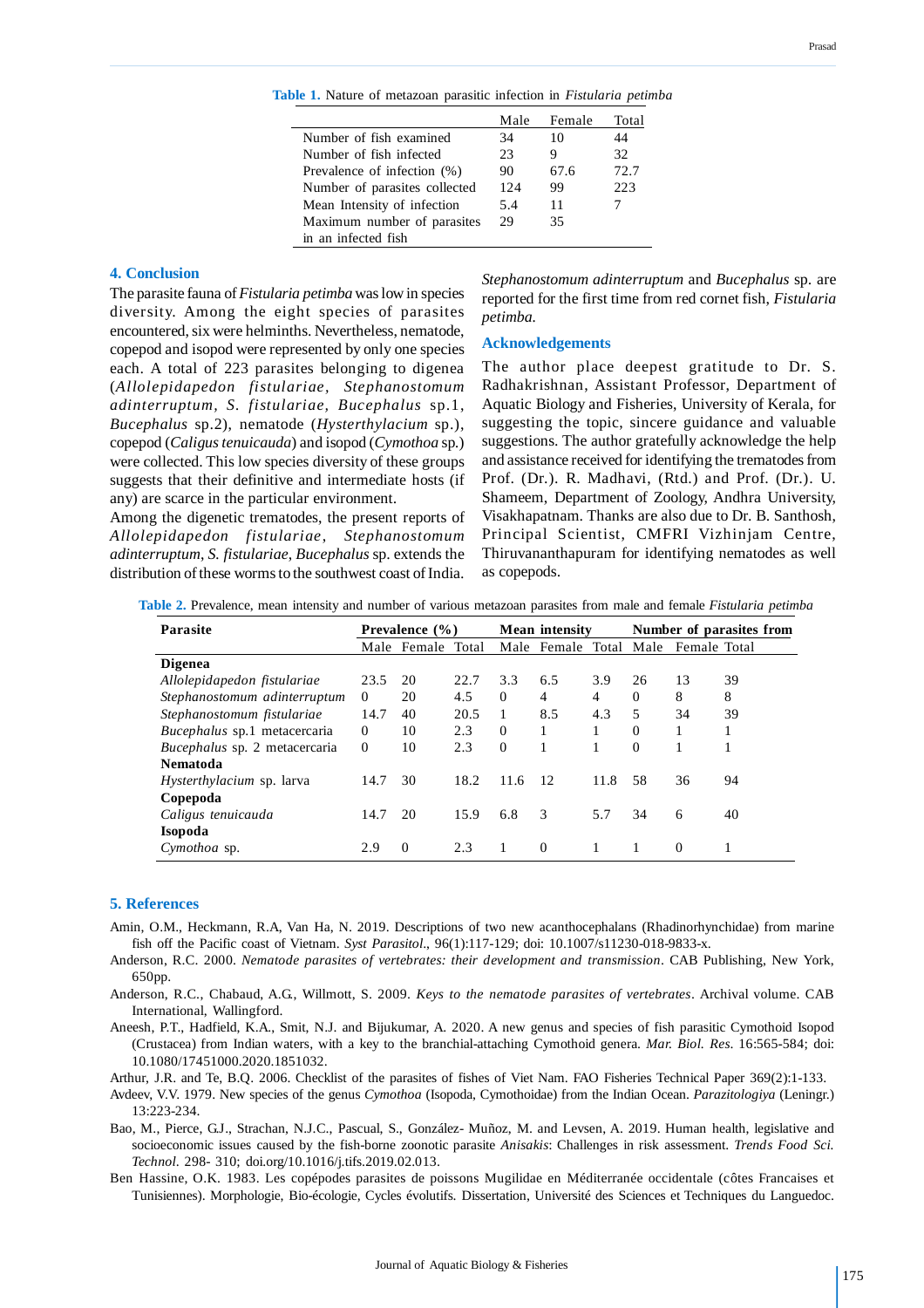**Table 1.** Nature of metazoan parasitic infection in *Fistularia petimba*

| | Male | Female | Total |
|---|---|---|---|
| Number of fish examined | 34 | 10 | 44 |
| Number of fish infected | 23 | 9 | 32 |
| Prevalence of infection (%) | 90 | 67.6 | 72.7 |
| Number of parasites collected | 124 | 99 | 223 |
| Mean Intensity of infection | 5.4 | 11 | 7 |
| Maximum number of parasites in an infected fish | 29 | 35 | |

## 4. Conclusion

The parasite fauna of *Fistularia petimba* was low in species diversity. Among the eight species of parasites encountered, six were helminths. Nevertheless, nematode, copepod and isopod were represented by only one species each. A total of 223 parasites belonging to digenea (*Allolepidapedon fistulariae*, *Stephanostomum adinterruptum*, *S. fistulariae*, *Bucephalus* sp.1, *Bucephalus* sp.2), nematode (*Hysterthylacium* sp.), copepod (*Caligus tenuicauda*) and isopod (*Cymothoa* sp.) were collected. This low species diversity of these groups suggests that their definitive and intermediate hosts (if any) are scarce in the particular environment.

Among the digenetic trematodes, the present reports of *Allolepidapedon fistulariae*, *Stephanostomum adinterruptum*, *S. fistulariae*, *Bucephalus* sp. extends the distribution of these worms to the southwest coast of India. *Stephanostomum adinterruptum* and *Bucephalus* sp. are reported for the first time from red cornet fish, *Fistularia petimba.*

## Acknowledgements

The author place deepest gratitude to Dr. S. Radhakrishnan, Assistant Professor, Department of Aquatic Biology and Fisheries, University of Kerala, for suggesting the topic, sincere guidance and valuable suggestions. The author gratefully acknowledge the help and assistance received for identifying the trematodes from Prof. (Dr.). R. Madhavi, (Rtd.) and Prof. (Dr.). U. Shameem, Department of Zoology, Andhra University, Visakhapatnam. Thanks are also due to Dr. B. Santhosh, Principal Scientist, CMFRI Vizhinjam Centre, Thiruvananthapuram for identifying nematodes as well as copepods.

**Table 2.** Prevalence, mean intensity and number of various metazoan parasites from male and female *Fistularia petimba*

| Parasite | Prevalence (%) | | | Mean intensity | | | Number of parasites from | | |
|---|---|---|---|---|---|---|---|---|---|
| | Male | Female | Total | Male | Female | Total | Male | Female | Total |
| **Digenea** | | | | | | | | | |
| *Allolepidapedon fistulariae* | 23.5 | 20 | 22.7 | 3.3 | 6.5 | 3.9 | 26 | 13 | 39 |
| *Stephanostomum adinterruptum* | 0 | 20 | 4.5 | 0 | 4 | 4 | 0 | 8 | 8 |
| *Stephanostomum fistulariae* | 14.7 | 40 | 20.5 | 1 | 8.5 | 4.3 | 5 | 34 | 39 |
| *Bucephalus* sp.1 metacercaria | 0 | 10 | 2.3 | 0 | 1 | 1 | 0 | 1 | 1 |
| *Bucephalus* sp. 2 metacercaria | 0 | 10 | 2.3 | 0 | 1 | 1 | 0 | 1 | 1 |
| **Nematoda** | | | | | | | | | |
| *Hysterthylacium* sp. larva | 14.7 | 30 | 18.2 | 11.6 | 12 | 11.8 | 58 | 36 | 94 |
| **Copepoda** | | | | | | | | | |
| *Caligus tenuicauda* | 14.7 | 20 | 15.9 | 6.8 | 3 | 5.7 | 34 | 6 | 40 |
| **Isopoda** | | | | | | | | | |
| *Cymothoa* sp. | 2.9 | 0 | 2.3 | 1 | 0 | 1 | 1 | 0 | 1 |

## 5. References

Amin, O.M., Heckmann, R.A, Van Ha, N. 2019. Descriptions of two new acanthocephalans (Rhadinorhynchidae) from marine fish off the Pacific coast of Vietnam. *Syst Parasitol*., 96(1):117-129; doi: 10.1007/s11230-018-9833-x.

Anderson, R.C. 2000. *Nematode parasites of vertebrates: their development and transmission*. CAB Publishing, New York, 650pp.

Anderson, R.C., Chabaud, A.G., Willmott, S. 2009. *Keys to the nematode parasites of vertebrates*. Archival volume. CAB International, Wallingford.

Aneesh, P.T., Hadfield, K.A., Smit, N.J. and Bijukumar, A. 2020. A new genus and species of fish parasitic Cymothoid Isopod (Crustacea) from Indian waters, with a key to the branchial-attaching Cymothoid genera. *Mar. Biol. Res.* 16:565-584; doi: 10.1080/17451000.2020.1851032.

Arthur, J.R. and Te, B.Q. 2006. Checklist of the parasites of fishes of Viet Nam. FAO Fisheries Technical Paper 369(2):1-133.

Avdeev, V.V. 1979. New species of the genus *Cymothoa* (Isopoda, Cymothoidae) from the Indian Ocean. *Parazitologiya* (Leningr.) 13:223-234.

Bao, M., Pierce, G.J., Strachan, N.J.C., Pascual, S., González- Muñoz, M. and Levsen, A. 2019. Human health, legislative and socioeconomic issues caused by the fish-borne zoonotic parasite *Anisakis*: Challenges in risk assessment. *Trends Food Sci. Technol.* 298- 310; doi.org/10.1016/j.tifs.2019.02.013.

Ben Hassine, O.K. 1983. Les copépodes parasites de poissons Mugilidae en Méditerranée occidentale (côtes Francaises et Tunisiennes). Morphologie, Bio-écologie, Cycles évolutifs. Dissertation, Université des Sciences et Techniques du Languedoc.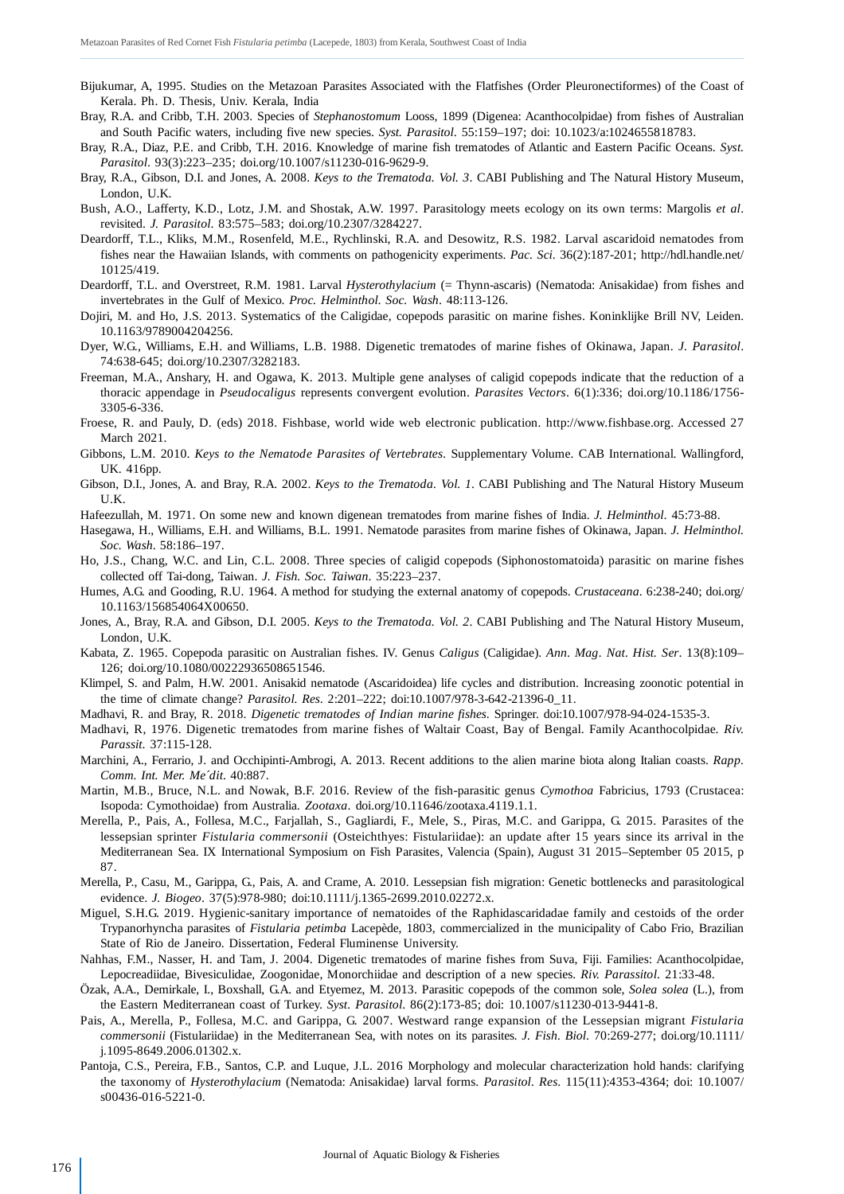Bijukumar, A, 1995. Studies on the Metazoan Parasites Associated with the Flatfishes (Order Pleuronectiformes) of the Coast of Kerala. Ph. D. Thesis, Univ. Kerala, India

Bray, R.A. and Cribb, T.H. 2003. Species of *Stephanostomum* Looss, 1899 (Digenea: Acanthocolpidae) from fishes of Australian and South Pacific waters, including five new species. *Syst. Parasitol.* 55:159–197; doi: 10.1023/a:1024655818783.

Bray, R.A., Diaz, P.E. and Cribb, T.H. 2016. Knowledge of marine fish trematodes of Atlantic and Eastern Pacific Oceans. *Syst. Parasitol.* 93(3):223–235; doi.org/10.1007/s11230-016-9629-9.

Bray, R.A., Gibson, D.I. and Jones, A. 2008. *Keys to the Trematoda. Vol. 3*. CABI Publishing and The Natural History Museum, London, U.K.

Bush, A.O., Lafferty, K.D., Lotz, J.M. and Shostak, A.W. 1997. Parasitology meets ecology on its own terms: Margolis *et al*. revisited. *J. Parasitol.* 83:575–583; doi.org/10.2307/3284227.

Deardorff, T.L., Kliks, M.M., Rosenfeld, M.E., Rychlinski, R.A. and Desowitz, R.S. 1982. Larval ascaridoid nematodes from fishes near the Hawaiian Islands, with comments on pathogenicity experiments. *Pac. Sci.* 36(2):187-201; http://hdl.handle.net/10125/419.

Deardorff, T.L. and Overstreet, R.M. 1981. Larval *Hysterothylacium* (= Thynn-ascaris) (Nematoda: Anisakidae) from fishes and invertebrates in the Gulf of Mexico. *Proc. Helminthol. Soc. Wash.* 48:113-126.

Dojiri, M. and Ho, J.S. 2013. Systematics of the Caligidae, copepods parasitic on marine fishes. Koninklijke Brill NV, Leiden. 10.1163/9789004204256.

Dyer, W.G., Williams, E.H. and Williams, L.B. 1988. Digenetic trematodes of marine fishes of Okinawa, Japan. *J. Parasitol.* 74:638-645; doi.org/10.2307/3282183.

Freeman, M.A., Anshary, H. and Ogawa, K. 2013. Multiple gene analyses of caligid copepods indicate that the reduction of a thoracic appendage in *Pseudocaligus* represents convergent evolution. *Parasites Vectors*. 6(1):336; doi.org/10.1186/1756-3305-6-336.

Froese, R. and Pauly, D. (eds) 2018. Fishbase, world wide web electronic publication. http://www.fishbase.org. Accessed 27 March 2021.

Gibbons, L.M. 2010. *Keys to the Nematode Parasites of Vertebrates.* Supplementary Volume. CAB International. Wallingford, UK. 416pp.

Gibson, D.I., Jones, A. and Bray, R.A. 2002. *Keys to the Trematoda. Vol. 1*. CABI Publishing and The Natural History Museum U.K.

Hafeezullah, M. 1971. On some new and known digenean trematodes from marine fishes of India. *J. Helminthol.* 45:73-88.

Hasegawa, H., Williams, E.H. and Williams, B.L. 1991. Nematode parasites from marine fishes of Okinawa, Japan. *J. Helminthol. Soc. Wash.* 58:186–197.

Ho, J.S., Chang, W.C. and Lin, C.L. 2008. Three species of caligid copepods (Siphonostomatoida) parasitic on marine fishes collected off Tai-dong, Taiwan. *J. Fish. Soc. Taiwan*. 35:223–237.

Humes, A.G. and Gooding, R.U. 1964. A method for studying the external anatomy of copepods. *Crustaceana*. 6:238-240; doi.org/10.1163/156854064X00650.

Jones, A., Bray, R.A. and Gibson, D.I. 2005. *Keys to the Trematoda. Vol. 2*. CABI Publishing and The Natural History Museum, London, U.K.

Kabata, Z. 1965. Copepoda parasitic on Australian fishes. IV. Genus *Caligus* (Caligidae). *Ann. Mag. Nat. Hist. Ser.* 13(8):109–126; doi.org/10.1080/00222936508651546.

Klimpel, S. and Palm, H.W. 2001. Anisakid nematode (Ascaridoidea) life cycles and distribution. Increasing zoonotic potential in the time of climate change? *Parasitol. Res.* 2:201–222; doi:10.1007/978-3-642-21396-0_11.

Madhavi, R. and Bray, R. 2018. *Digenetic trematodes of Indian marine fishes.* Springer. doi:10.1007/978-94-024-1535-3.

Madhavi, R, 1976. Digenetic trematodes from marine fishes of Waltair Coast, Bay of Bengal. Family Acanthocolpidae. *Riv. Parassit.* 37:115-128.

Marchini, A., Ferrario, J. and Occhipinti-Ambrogi, A. 2013. Recent additions to the alien marine biota along Italian coasts. *Rapp. Comm. Int. Mer. Me´dit.* 40:887.

Martin, M.B., Bruce, N.L. and Nowak, B.F. 2016. Review of the fish-parasitic genus *Cymothoa* Fabricius, 1793 (Crustacea: Isopoda: Cymothoidae) from Australia. *Zootaxa*. doi.org/10.11646/zootaxa.4119.1.1.

Merella, P., Pais, A., Follesa, M.C., Farjallah, S., Gagliardi, F., Mele, S., Piras, M.C. and Garippa, G. 2015. Parasites of the lessepsian sprinter *Fistularia commersonii* (Osteichthyes: Fistulariidae): an update after 15 years since its arrival in the Mediterranean Sea. IX International Symposium on Fish Parasites, Valencia (Spain), August 31 2015–September 05 2015, p 87.

Merella, P., Casu, M., Garippa, G., Pais, A. and Crame, A. 2010. Lessepsian fish migration: Genetic bottlenecks and parasitological evidence. *J. Biogeo.* 37(5):978-980; doi:10.1111/j.1365-2699.2010.02272.x.

Miguel, S.H.G. 2019. Hygienic-sanitary importance of nematoides of the Raphidascaridadae family and cestoids of the order Trypanorhyncha parasites of *Fistularia petimba* Lacepède, 1803, commercialized in the municipality of Cabo Frio, Brazilian State of Rio de Janeiro. Dissertation, Federal Fluminense University.

Nahhas, F.M., Nasser, H. and Tam, J. 2004. Digenetic trematodes of marine fishes from Suva, Fiji. Families: Acanthocolpidae, Lepocreadiidae, Bivesiculidae, Zoogonidae, Monorchiidae and description of a new species. *Riv. Parassitol.* 21:33-48.

Özak, A.A., Demirkale, I., Boxshall, G.A. and Etyemez, M. 2013. Parasitic copepods of the common sole, *Solea solea* (L.), from the Eastern Mediterranean coast of Turkey. *Syst. Parasitol.* 86(2):173-85; doi: 10.1007/s11230-013-9441-8.

Pais, A., Merella, P., Follesa, M.C. and Garippa, G. 2007. Westward range expansion of the Lessepsian migrant *Fistularia commersonii* (Fistulariidae) in the Mediterranean Sea, with notes on its parasites. *J. Fish. Biol.* 70:269-277; doi.org/10.1111/j.1095-8649.2006.01302.x.

Pantoja, C.S., Pereira, F.B., Santos, C.P. and Luque, J.L. 2016 Morphology and molecular characterization hold hands: clarifying the taxonomy of *Hysterothylacium* (Nematoda: Anisakidae) larval forms. *Parasitol. Res.* 115(11):4353-4364; doi: 10.1007/s00436-016-5221-0.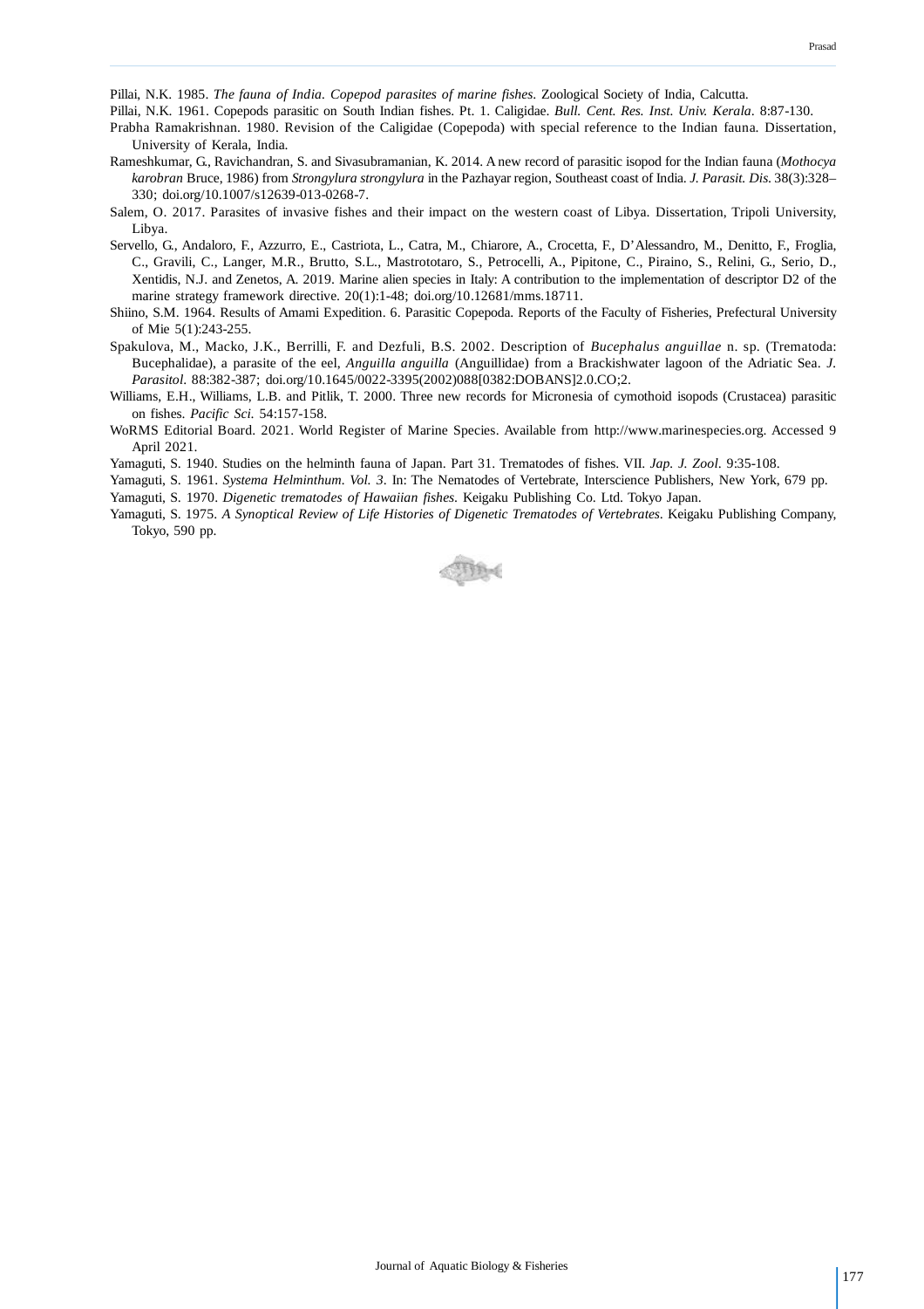Pillai, N.K. 1985. *The fauna of India. Copepod parasites of marine fishes*. Zoological Society of India, Calcutta.

Pillai, N.K. 1961. Copepods parasitic on South Indian fishes. Pt. 1. Caligidae. *Bull. Cent. Res. Inst. Univ. Kerala*. 8:87-130.

Prabha Ramakrishnan. 1980. Revision of the Caligidae (Copepoda) with special reference to the Indian fauna. Dissertation, University of Kerala, India.

Rameshkumar, G., Ravichandran, S. and Sivasubramanian, K. 2014. A new record of parasitic isopod for the Indian fauna (*Mothocya karobran* Bruce, 1986) from *Strongylura strongylura* in the Pazhayar region, Southeast coast of India. *J. Parasit. Dis*. 38(3):328–330; doi.org/10.1007/s12639-013-0268-7.

Salem, O. 2017. Parasites of invasive fishes and their impact on the western coast of Libya. Dissertation, Tripoli University, Libya.

Servello, G., Andaloro, F., Azzurro, E., Castriota, L., Catra, M., Chiarore, A., Crocetta, F., D'Alessandro, M., Denitto, F., Froglia, C., Gravili, C., Langer, M.R., Brutto, S.L., Mastrototaro, S., Petrocelli, A., Pipitone, C., Piraino, S., Relini, G., Serio, D., Xentidis, N.J. and Zenetos, A. 2019. Marine alien species in Italy: A contribution to the implementation of descriptor D2 of the marine strategy framework directive. 20(1):1-48; doi.org/10.12681/mms.18711.

Shiino, S.M. 1964. Results of Amami Expedition. 6. Parasitic Copepoda. Reports of the Faculty of Fisheries, Prefectural University of Mie 5(1):243-255.

Spakulova, M., Macko, J.K., Berrilli, F. and Dezfuli, B.S. 2002. Description of *Bucephalus anguillae* n. sp. (Trematoda: Bucephalidae), a parasite of the eel, *Anguilla anguilla* (Anguillidae) from a Brackishwater lagoon of the Adriatic Sea. *J. Parasitol*. 88:382-387; doi.org/10.1645/0022-3395(2002)088[0382:DOBANS]2.0.CO;2.

Williams, E.H., Williams, L.B. and Pitlik, T. 2000. Three new records for Micronesia of cymothoid isopods (Crustacea) parasitic on fishes. *Pacific Sci*. 54:157-158.

WoRMS Editorial Board. 2021. World Register of Marine Species. Available from http://www.marinespecies.org. Accessed 9 April 2021.

Yamaguti, S. 1940. Studies on the helminth fauna of Japan. Part 31. Trematodes of fishes. VII. *Jap. J. Zool*. 9:35-108.

Yamaguti, S. 1961. *Systema Helminthum. Vol. 3*. In: The Nematodes of Vertebrate, Interscience Publishers, New York, 679 pp.

Yamaguti, S. 1970. *Digenetic trematodes of Hawaiian fishes*. Keigaku Publishing Co. Ltd. Tokyo Japan.

Yamaguti, S. 1975. *A Synoptical Review of Life Histories of Digenetic Trematodes of Vertebrates*. Keigaku Publishing Company, Tokyo, 590 pp.